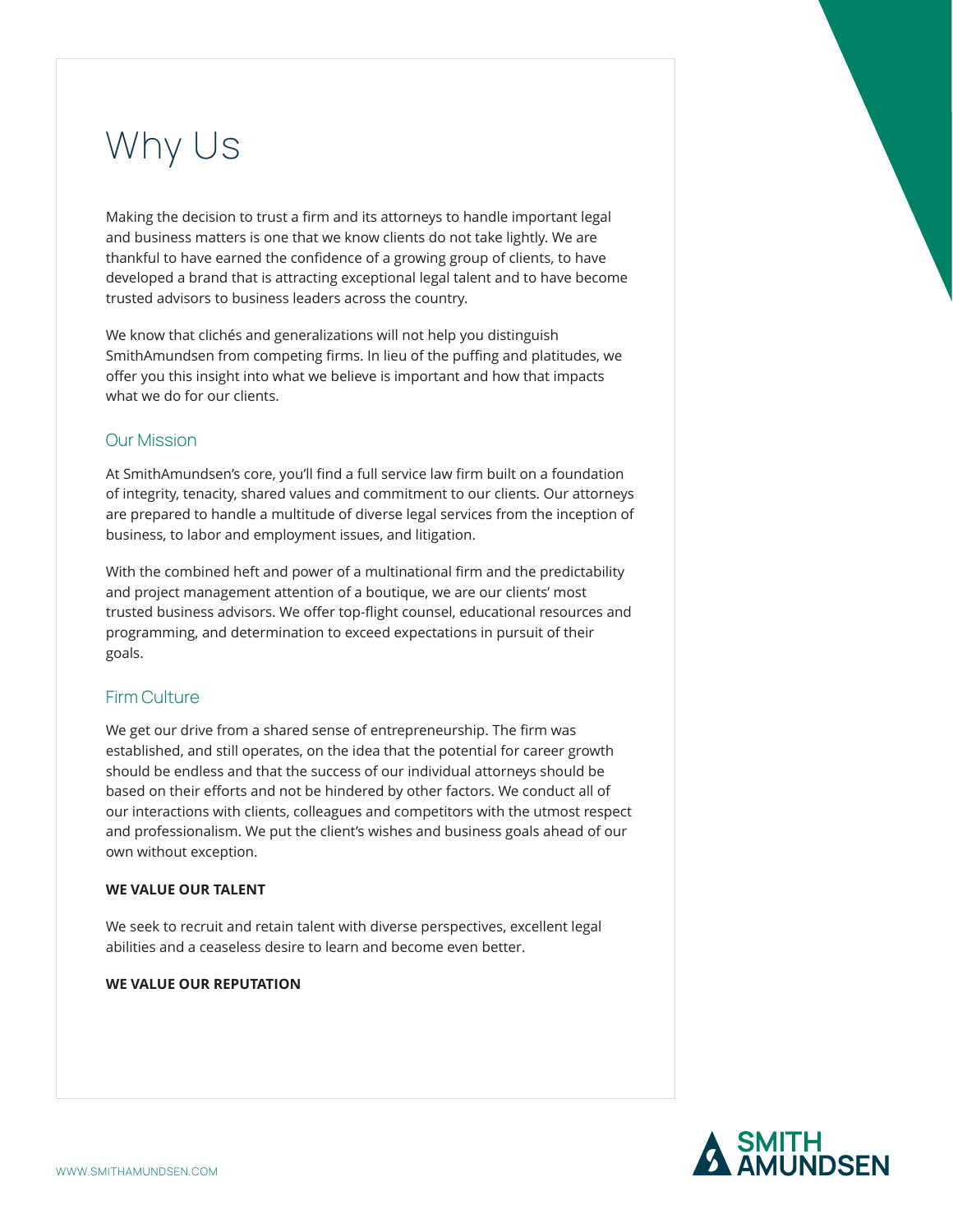# Why Us

Making the decision to trust a firm and its attorneys to handle important legal and business matters is one that we know clients do not take lightly. We are thankful to have earned the confidence of a growing group of clients, to have developed a brand that is attracting exceptional legal talent and to have become trusted advisors to business leaders across the country.

We know that clichés and generalizations will not help you distinguish SmithAmundsen from competing firms. In lieu of the puffing and platitudes, we offer you this insight into what we believe is important and how that impacts what we do for our clients.

## Our Mission

At SmithAmundsen's core, you'll find a full service law firm built on a foundation of integrity, tenacity, shared values and commitment to our clients. Our attorneys are prepared to handle a multitude of diverse legal services from the inception of business, to labor and employment issues, and litigation.

With the combined heft and power of a multinational firm and the predictability and project management attention of a boutique, we are our clients' most trusted business advisors. We offer top-flight counsel, educational resources and programming, and determination to exceed expectations in pursuit of their goals.

## Firm Culture

We get our drive from a shared sense of entrepreneurship. The firm was established, and still operates, on the idea that the potential for career growth should be endless and that the success of our individual attorneys should be based on their efforts and not be hindered by other factors. We conduct all of our interactions with clients, colleagues and competitors with the utmost respect and professionalism. We put the client's wishes and business goals ahead of our own without exception.

**WE VALUE OUR TALENT**

We seek to recruit and retain talent with diverse perspectives, excellent legal abilities and a ceaseless desire to learn and become even better.

**WE VALUE OUR REPUTATION**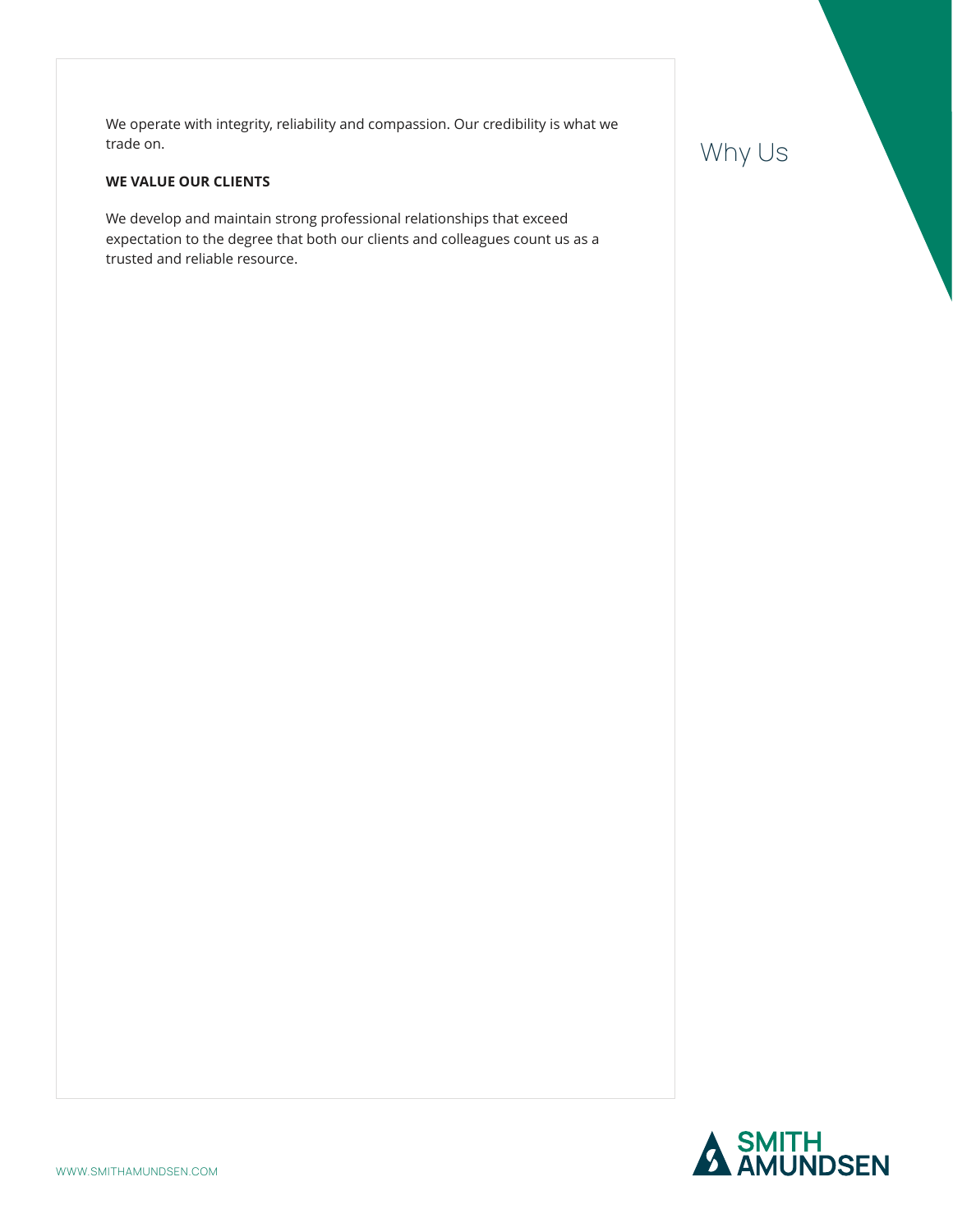## Why Us

We operate with integrity, reliability and compassion. Our credibility is what we trade on.

**WE VALUE OUR CLIENTS**

We develop and maintain strong professional relationships that exceed expectation to the degree that both our clients and colleagues count us as a trusted and reliable resource.